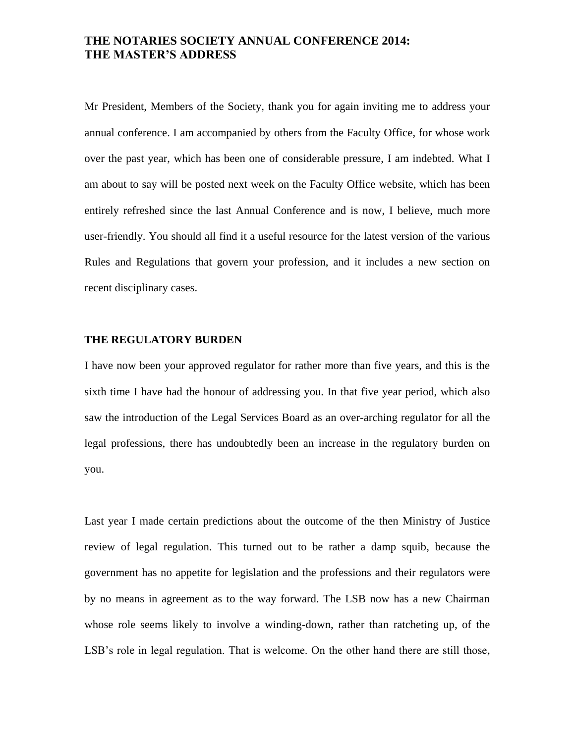# THE NOTARIES SOCIETY ANNUAL CONFERENCE 2014: THE MASTER'S ADDRESS

Mr President, Members of the Society, thank you for again inviting me to address your annual conference. I am accompanied by others from the Faculty Office, for whose work over the past year, which has been one of considerable pressure, I am indebted. What I am about to say will be posted next week on the Faculty Office website, which has been entirely refreshed since the last Annual Conference and is now, I believe, much more user-friendly. You should all find it a useful resource for the latest version of the various Rules and Regulations that govern your profession, and it includes a new section on recent disciplinary cases.

## THE REGULATORY BURDEN

I have now been your approved regulator for rather more than five years, and this is the sixth time I have had the honour of addressing you. In that five year period, which also saw the introduction of the Legal Services Board as an over-arching regulator for all the legal professions, there has undoubtedly been an increase in the regulatory burden on you.

Last year I made certain predictions about the outcome of the then Ministry of Justice review of legal regulation. This turned out to be rather a damp squib, because the government has no appetite for legislation and the professions and their regulators were by no means in agreement as to the way forward. The LSB now has a new Chairman whose role seems likely to involve a winding-down, rather than ratcheting up, of the LSB's role in legal regulation. That is welcome. On the other hand there are still those,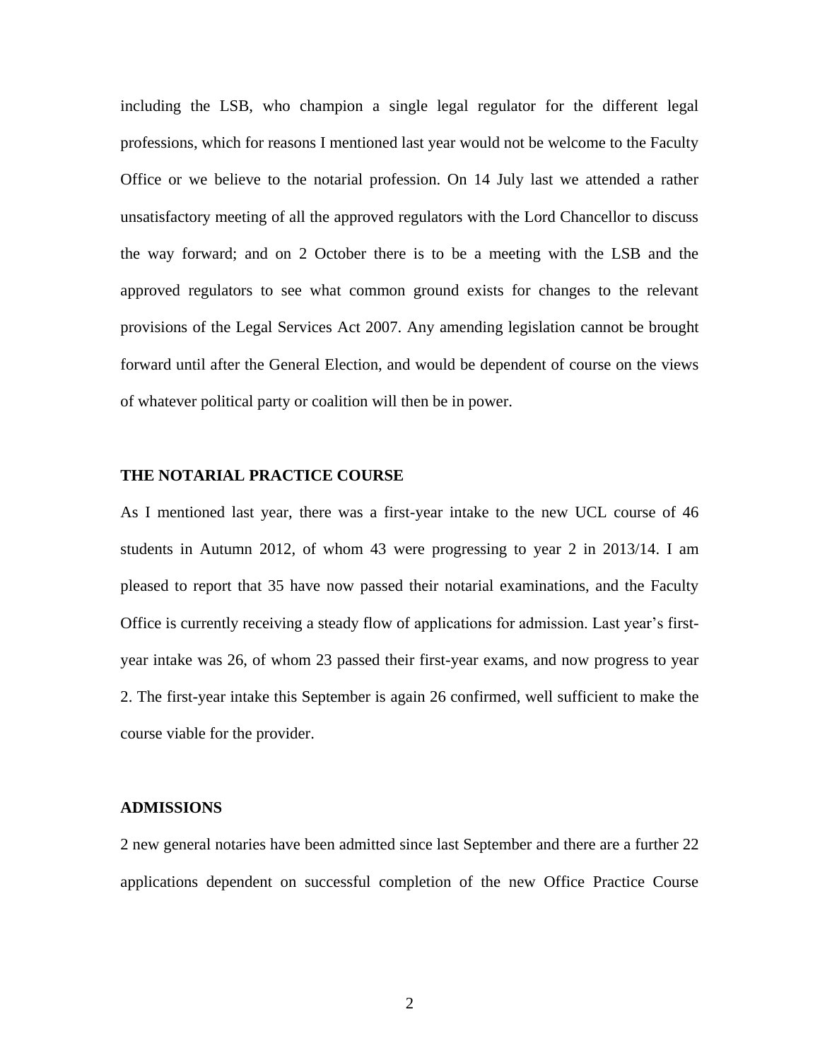including the LSB, who champion a single legal regulator for the different legal professions, which for reasons I mentioned last year would not be welcome to the Faculty Office or we believe to the notarial profession. On 14 July last we attended a rather unsatisfactory meeting of all the approved regulators with the Lord Chancellor to discuss the way forward; and on 2 October there is to be a meeting with the LSB and the approved regulators to see what common ground exists for changes to the relevant provisions of the Legal Services Act 2007. Any amending legislation cannot be brought forward until after the General Election, and would be dependent of course on the views of whatever political party or coalition will then be in power.

**THE NOTARIAL PRACTICE COURSE**

As I mentioned last year, there was a first-year intake to the new UCL course of 46 students in Autumn 2012, of whom 43 were progressing to year 2 in 2013/14. I am pleased to report that 35 have now passed their notarial examinations, and the Faculty Office is currently receiving a steady flow of applications for admission. Last year's first-year intake was 26, of whom 23 passed their first-year exams, and now progress to year 2. The first-year intake this September is again 26 confirmed, well sufficient to make the course viable for the provider.

**ADMISSIONS**

2 new general notaries have been admitted since last September and there are a further 22 applications dependent on successful completion of the new Office Practice Course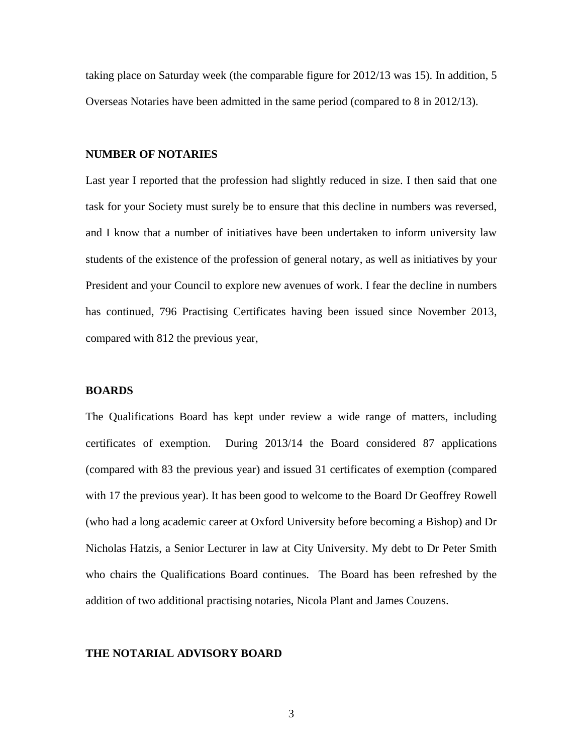taking place on Saturday week (the comparable figure for 2012/13 was 15). In addition, 5 Overseas Notaries have been admitted in the same period (compared to 8 in 2012/13).

**NUMBER OF NOTARIES**

Last year I reported that the profession had slightly reduced in size. I then said that one task for your Society must surely be to ensure that this decline in numbers was reversed, and I know that a number of initiatives have been undertaken to inform university law students of the existence of the profession of general notary, as well as initiatives by your President and your Council to explore new avenues of work. I fear the decline in numbers has continued, 796 Practising Certificates having been issued since November 2013, compared with 812 the previous year,

**BOARDS**

The Qualifications Board has kept under review a wide range of matters, including certificates of exemption. During 2013/14 the Board considered 87 applications (compared with 83 the previous year) and issued 31 certificates of exemption (compared with 17 the previous year). It has been good to welcome to the Board Dr Geoffrey Rowell (who had a long academic career at Oxford University before becoming a Bishop) and Dr Nicholas Hatzis, a Senior Lecturer in law at City University. My debt to Dr Peter Smith who chairs the Qualifications Board continues. The Board has been refreshed by the addition of two additional practising notaries, Nicola Plant and James Couzens.

**THE NOTARIAL ADVISORY BOARD**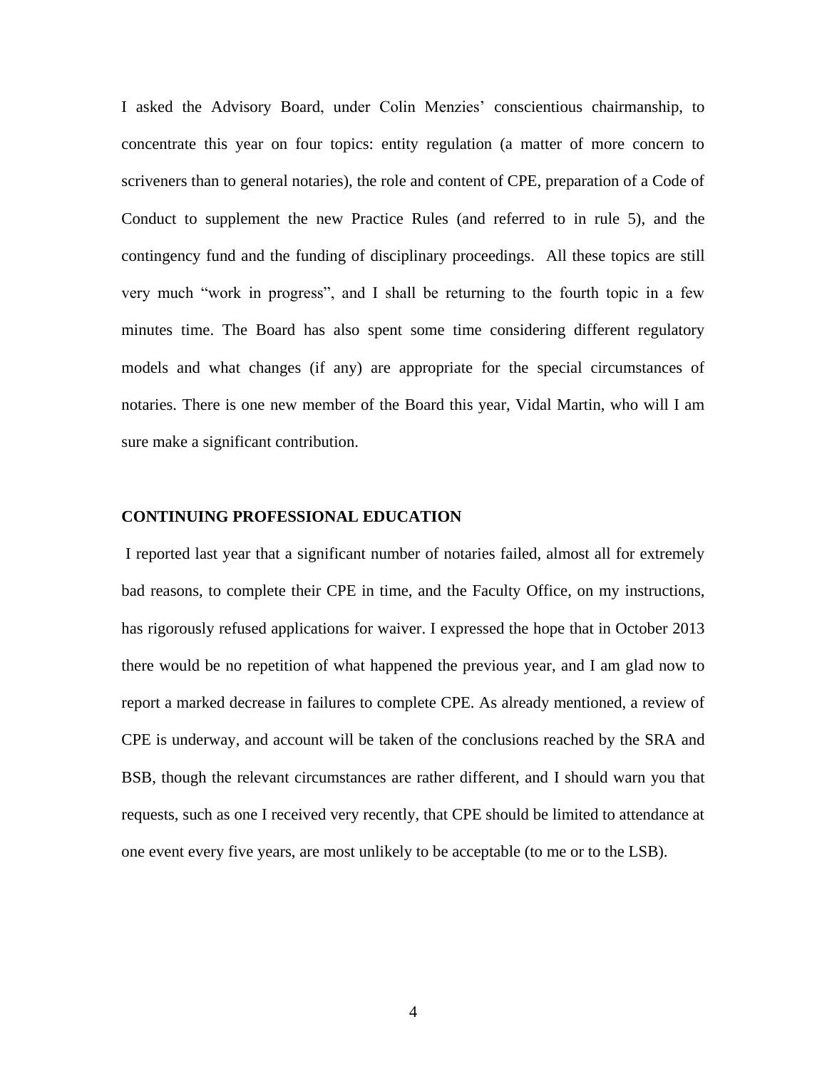I asked the Advisory Board, under Colin Menzies' conscientious chairmanship, to concentrate this year on four topics: entity regulation (a matter of more concern to scriveners than to general notaries), the role and content of CPE, preparation of a Code of Conduct to supplement the new Practice Rules (and referred to in rule 5), and the contingency fund and the funding of disciplinary proceedings. All these topics are still very much "work in progress", and I shall be returning to the fourth topic in a few minutes time. The Board has also spent some time considering different regulatory models and what changes (if any) are appropriate for the special circumstances of notaries. There is one new member of the Board this year, Vidal Martin, who will I am sure make a significant contribution.

## CONTINUING PROFESSIONAL EDUCATION

I reported last year that a significant number of notaries failed, almost all for extremely bad reasons, to complete their CPE in time, and the Faculty Office, on my instructions, has rigorously refused applications for waiver. I expressed the hope that in October 2013 there would be no repetition of what happened the previous year, and I am glad now to report a marked decrease in failures to complete CPE. As already mentioned, a review of CPE is underway, and account will be taken of the conclusions reached by the SRA and BSB, though the relevant circumstances are rather different, and I should warn you that requests, such as one I received very recently, that CPE should be limited to attendance at one event every five years, are most unlikely to be acceptable (to me or to the LSB).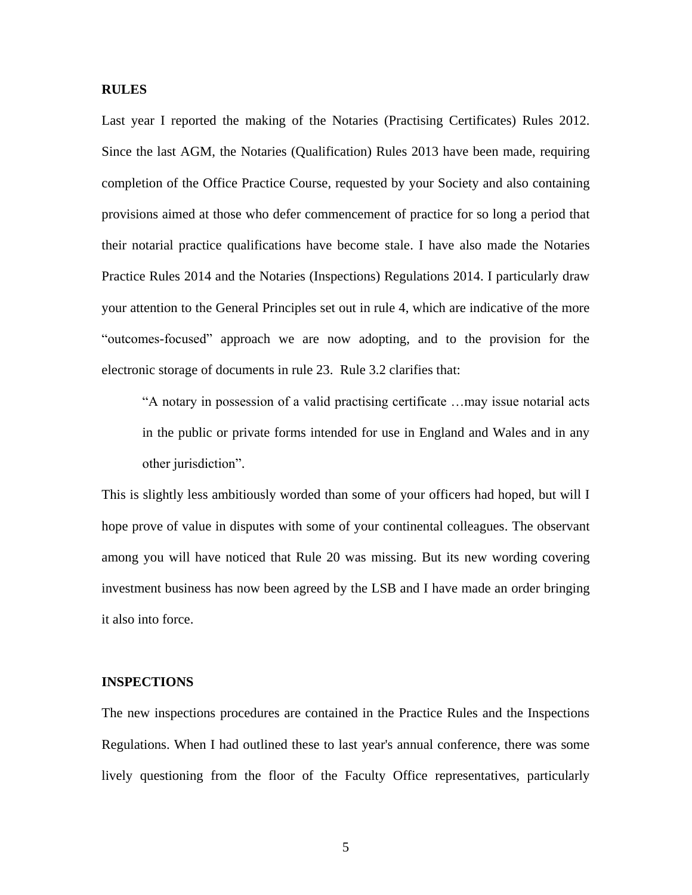**RULES**

Last year I reported the making of the Notaries (Practising Certificates) Rules 2012. Since the last AGM, the Notaries (Qualification) Rules 2013 have been made, requiring completion of the Office Practice Course, requested by your Society and also containing provisions aimed at those who defer commencement of practice for so long a period that their notarial practice qualifications have become stale. I have also made the Notaries Practice Rules 2014 and the Notaries (Inspections) Regulations 2014. I particularly draw your attention to the General Principles set out in rule 4, which are indicative of the more "outcomes-focused" approach we are now adopting, and to the provision for the electronic storage of documents in rule 23. Rule 3.2 clarifies that:

> "A notary in possession of a valid practising certificate …may issue notarial acts in the public or private forms intended for use in England and Wales and in any other jurisdiction".

This is slightly less ambitiously worded than some of your officers had hoped, but will I hope prove of value in disputes with some of your continental colleagues. The observant among you will have noticed that Rule 20 was missing. But its new wording covering investment business has now been agreed by the LSB and I have made an order bringing it also into force.

**INSPECTIONS**

The new inspections procedures are contained in the Practice Rules and the Inspections Regulations. When I had outlined these to last year's annual conference, there was some lively questioning from the floor of the Faculty Office representatives, particularly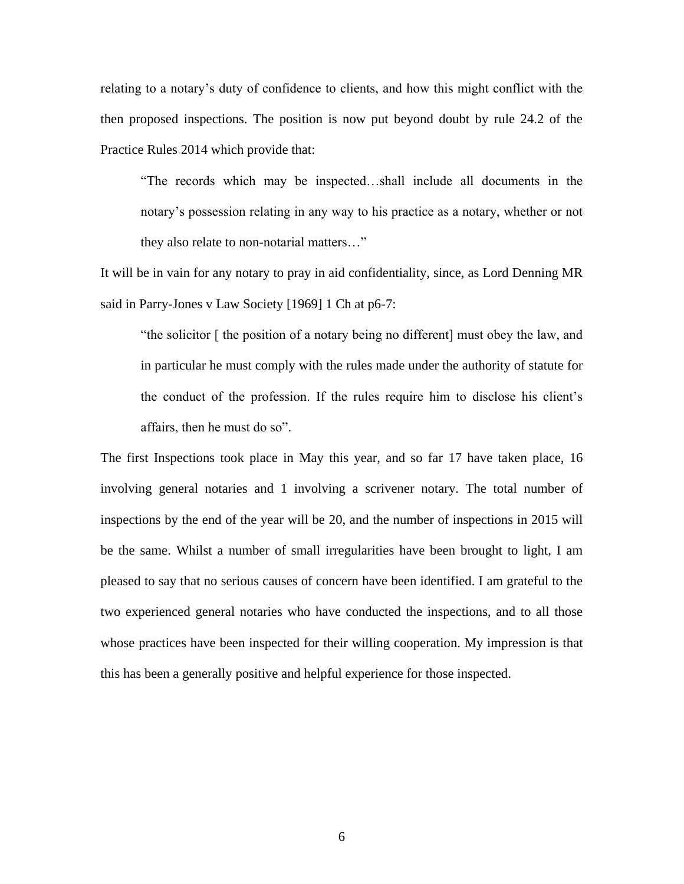relating to a notary's duty of confidence to clients, and how this might conflict with the then proposed inspections. The position is now put beyond doubt by rule 24.2 of the Practice Rules 2014 which provide that:

> "The records which may be inspected…shall include all documents in the notary's possession relating in any way to his practice as a notary, whether or not they also relate to non-notarial matters…"

It will be in vain for any notary to pray in aid confidentiality, since, as Lord Denning MR said in Parry-Jones v Law Society [1969] 1 Ch at p6-7:

> "the solicitor [ the position of a notary being no different] must obey the law, and in particular he must comply with the rules made under the authority of statute for the conduct of the profession. If the rules require him to disclose his client's affairs, then he must do so".

The first Inspections took place in May this year, and so far 17 have taken place, 16 involving general notaries and 1 involving a scrivener notary. The total number of inspections by the end of the year will be 20, and the number of inspections in 2015 will be the same. Whilst a number of small irregularities have been brought to light, I am pleased to say that no serious causes of concern have been identified. I am grateful to the two experienced general notaries who have conducted the inspections, and to all those whose practices have been inspected for their willing cooperation. My impression is that this has been a generally positive and helpful experience for those inspected.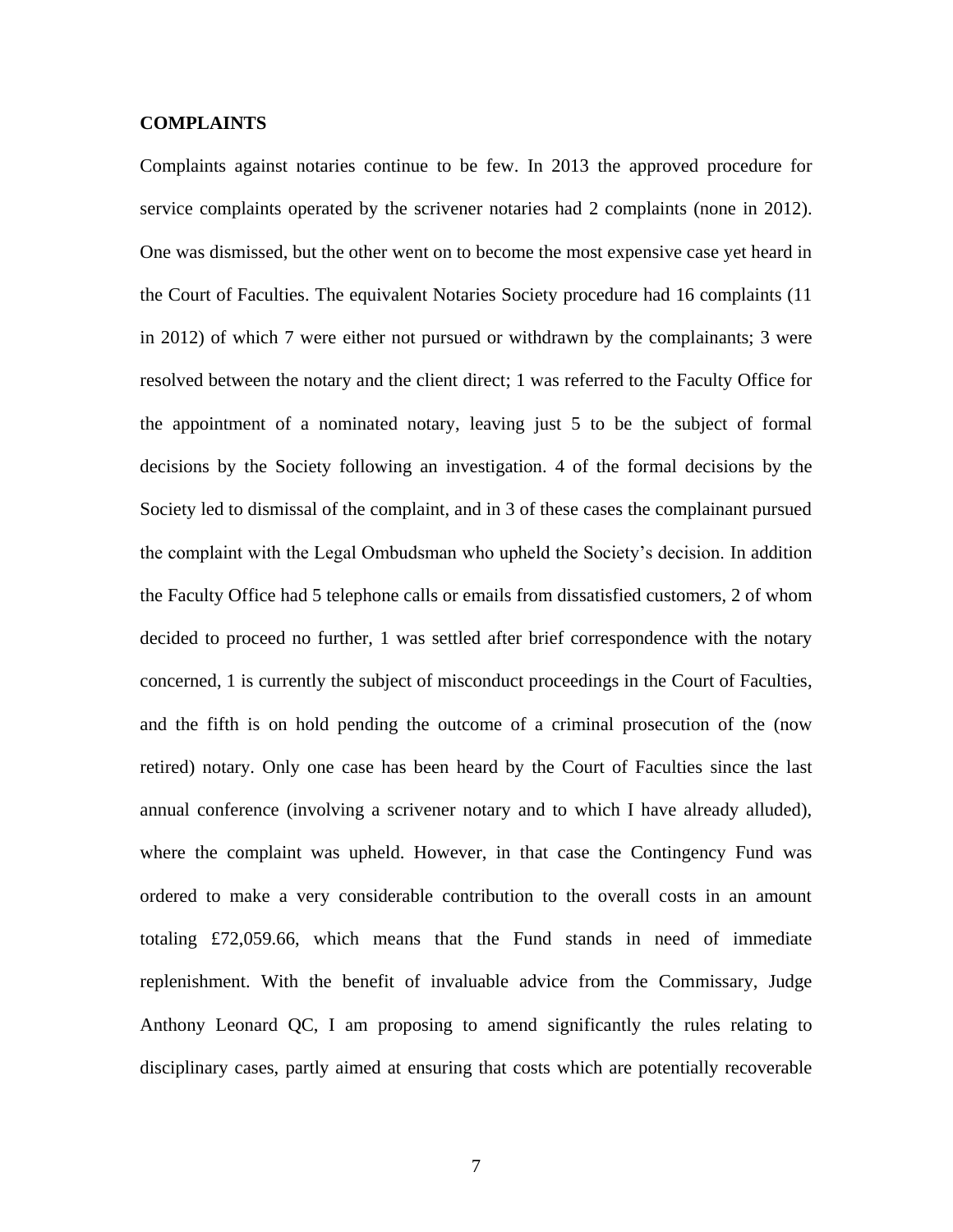**COMPLAINTS**

Complaints against notaries continue to be few. In 2013 the approved procedure for service complaints operated by the scrivener notaries had 2 complaints (none in 2012). One was dismissed, but the other went on to become the most expensive case yet heard in the Court of Faculties. The equivalent Notaries Society procedure had 16 complaints (11 in 2012) of which 7 were either not pursued or withdrawn by the complainants; 3 were resolved between the notary and the client direct; 1 was referred to the Faculty Office for the appointment of a nominated notary, leaving just 5 to be the subject of formal decisions by the Society following an investigation. 4 of the formal decisions by the Society led to dismissal of the complaint, and in 3 of these cases the complainant pursued the complaint with the Legal Ombudsman who upheld the Society's decision. In addition the Faculty Office had 5 telephone calls or emails from dissatisfied customers, 2 of whom decided to proceed no further, 1 was settled after brief correspondence with the notary concerned, 1 is currently the subject of misconduct proceedings in the Court of Faculties, and the fifth is on hold pending the outcome of a criminal prosecution of the (now retired) notary. Only one case has been heard by the Court of Faculties since the last annual conference (involving a scrivener notary and to which I have already alluded), where the complaint was upheld. However, in that case the Contingency Fund was ordered to make a very considerable contribution to the overall costs in an amount totaling £72,059.66, which means that the Fund stands in need of immediate replenishment. With the benefit of invaluable advice from the Commissary, Judge Anthony Leonard QC, I am proposing to amend significantly the rules relating to disciplinary cases, partly aimed at ensuring that costs which are potentially recoverable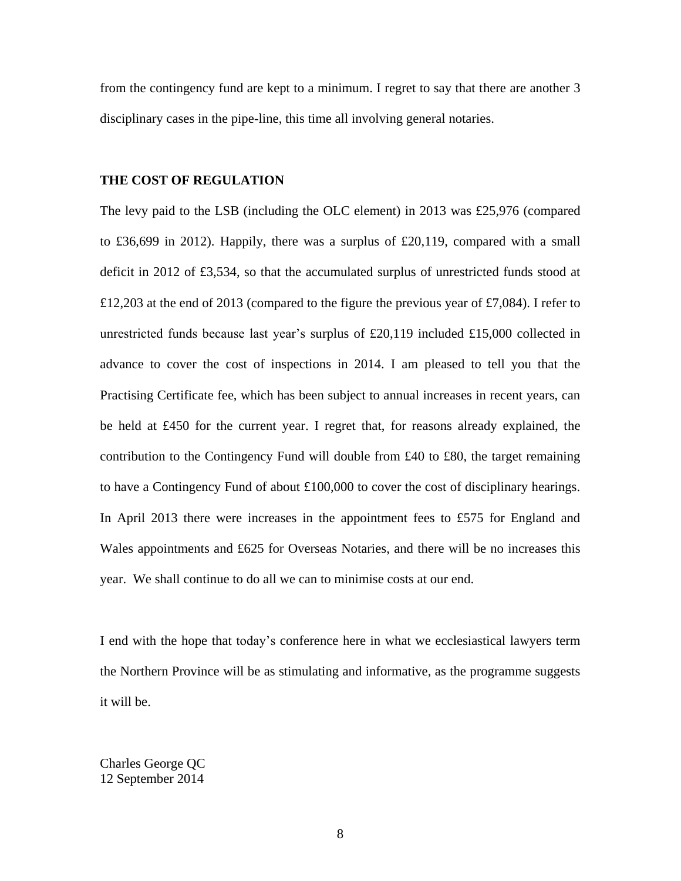from the contingency fund are kept to a minimum. I regret to say that there are another 3 disciplinary cases in the pipe-line, this time all involving general notaries.

**THE COST OF REGULATION**

The levy paid to the LSB (including the OLC element) in 2013 was £25,976 (compared to £36,699 in 2012). Happily, there was a surplus of £20,119, compared with a small deficit in 2012 of £3,534, so that the accumulated surplus of unrestricted funds stood at £12,203 at the end of 2013 (compared to the figure the previous year of £7,084). I refer to unrestricted funds because last year's surplus of £20,119 included £15,000 collected in advance to cover the cost of inspections in 2014. I am pleased to tell you that the Practising Certificate fee, which has been subject to annual increases in recent years, can be held at £450 for the current year. I regret that, for reasons already explained, the contribution to the Contingency Fund will double from £40 to £80, the target remaining to have a Contingency Fund of about £100,000 to cover the cost of disciplinary hearings. In April 2013 there were increases in the appointment fees to £575 for England and Wales appointments and £625 for Overseas Notaries, and there will be no increases this year. We shall continue to do all we can to minimise costs at our end.

I end with the hope that today's conference here in what we ecclesiastical lawyers term the Northern Province will be as stimulating and informative, as the programme suggests it will be.

Charles George QC
12 September 2014